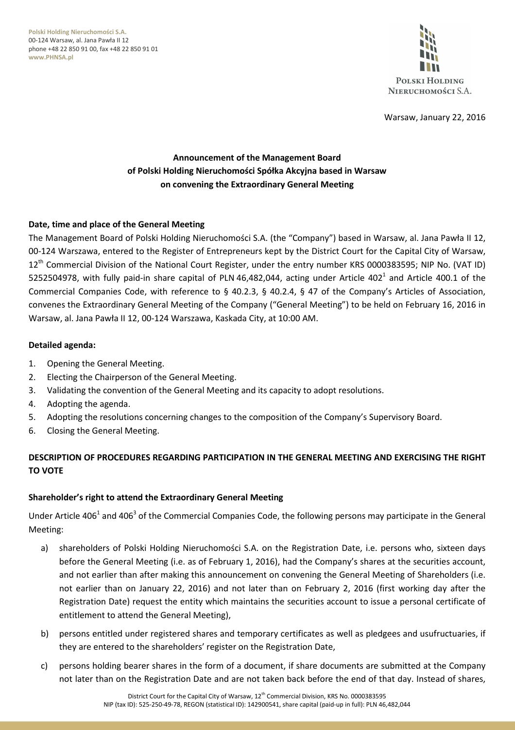Polski Holding Nieruchomości S.A.
00-124 Warsaw, al. Jana Pawła II 12
phone +48 22 850 91 00, fax +48 22 850 91 01
www.PHNSA.pl

Warsaw, January 22, 2016

**Announcement of the Management Board**
**of Polski Holding Nieruchomości Spółka Akcyjna based in Warsaw**
**on convening the Extraordinary General Meeting**

**Date, time and place of the General Meeting**

The Management Board of Polski Holding Nieruchomości S.A. (the "Company") based in Warsaw, al. Jana Pawła II 12, 00-124 Warszawa, entered to the Register of Entrepreneurs kept by the District Court for the Capital City of Warsaw, 12th Commercial Division of the National Court Register, under the entry number KRS 0000383595; NIP No. (VAT ID) 5252504978, with fully paid-in share capital of PLN 46,482,044, acting under Article 402[1] and Article 400.1 of the Commercial Companies Code, with reference to § 40.2.3, § 40.2.4, § 47 of the Company's Articles of Association, convenes the Extraordinary General Meeting of the Company ("General Meeting") to be held on February 16, 2016 in Warsaw, al. Jana Pawła II 12, 00-124 Warszawa, Kaskada City, at 10:00 AM.

**Detailed agenda:**

1. Opening the General Meeting.
2. Electing the Chairperson of the General Meeting.
3. Validating the convention of the General Meeting and its capacity to adopt resolutions.
4. Adopting the agenda.
5. Adopting the resolutions concerning changes to the composition of the Company's Supervisory Board.
6. Closing the General Meeting.

**DESCRIPTION OF PROCEDURES REGARDING PARTICIPATION IN THE GENERAL MEETING AND EXERCISING THE RIGHT TO VOTE**

**Shareholder's right to attend the Extraordinary General Meeting**

Under Article 406[1] and 406[3] of the Commercial Companies Code, the following persons may participate in the General Meeting:

a) shareholders of Polski Holding Nieruchomości S.A. on the Registration Date, i.e. persons who, sixteen days before the General Meeting (i.e. as of February 1, 2016), had the Company's shares at the securities account, and not earlier than after making this announcement on convening the General Meeting of Shareholders (i.e. not earlier than on January 22, 2016) and not later than on February 2, 2016 (first working day after the Registration Date) request the entity which maintains the securities account to issue a personal certificate of entitlement to attend the General Meeting),

b) persons entitled under registered shares and temporary certificates as well as pledgees and usufructuaries, if they are entered to the shareholders' register on the Registration Date,

c) persons holding bearer shares in the form of a document, if share documents are submitted at the Company not later than on the Registration Date and are not taken back before the end of that day. Instead of shares,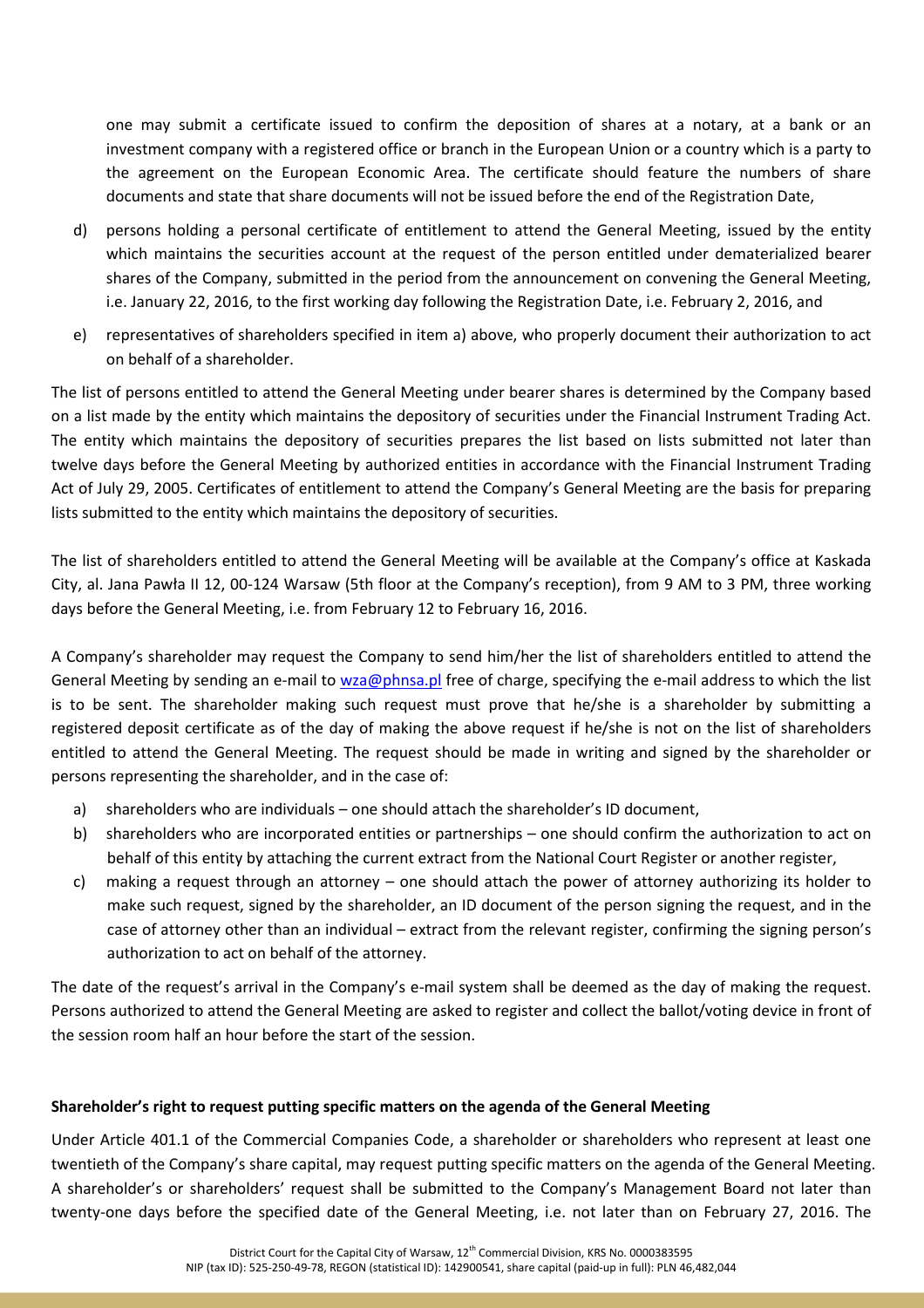one may submit a certificate issued to confirm the deposition of shares at a notary, at a bank or an investment company with a registered office or branch in the European Union or a country which is a party to the agreement on the European Economic Area. The certificate should feature the numbers of share documents and state that share documents will not be issued before the end of the Registration Date,

d) persons holding a personal certificate of entitlement to attend the General Meeting, issued by the entity which maintains the securities account at the request of the person entitled under dematerialized bearer shares of the Company, submitted in the period from the announcement on convening the General Meeting, i.e. January 22, 2016, to the first working day following the Registration Date, i.e. February 2, 2016, and

e) representatives of shareholders specified in item a) above, who properly document their authorization to act on behalf of a shareholder.

The list of persons entitled to attend the General Meeting under bearer shares is determined by the Company based on a list made by the entity which maintains the depository of securities under the Financial Instrument Trading Act. The entity which maintains the depository of securities prepares the list based on lists submitted not later than twelve days before the General Meeting by authorized entities in accordance with the Financial Instrument Trading Act of July 29, 2005. Certificates of entitlement to attend the Company's General Meeting are the basis for preparing lists submitted to the entity which maintains the depository of securities.

The list of shareholders entitled to attend the General Meeting will be available at the Company's office at Kaskada City, al. Jana Pawła II 12, 00-124 Warsaw (5th floor at the Company's reception), from 9 AM to 3 PM, three working days before the General Meeting, i.e. from February 12 to February 16, 2016.

A Company's shareholder may request the Company to send him/her the list of shareholders entitled to attend the General Meeting by sending an e-mail to wza@phnsa.pl free of charge, specifying the e-mail address to which the list is to be sent. The shareholder making such request must prove that he/she is a shareholder by submitting a registered deposit certificate as of the day of making the above request if he/she is not on the list of shareholders entitled to attend the General Meeting. The request should be made in writing and signed by the shareholder or persons representing the shareholder, and in the case of:

a) shareholders who are individuals – one should attach the shareholder's ID document,
b) shareholders who are incorporated entities or partnerships – one should confirm the authorization to act on behalf of this entity by attaching the current extract from the National Court Register or another register,
c) making a request through an attorney – one should attach the power of attorney authorizing its holder to make such request, signed by the shareholder, an ID document of the person signing the request, and in the case of attorney other than an individual – extract from the relevant register, confirming the signing person's authorization to act on behalf of the attorney.

The date of the request's arrival in the Company's e-mail system shall be deemed as the day of making the request. Persons authorized to attend the General Meeting are asked to register and collect the ballot/voting device in front of the session room half an hour before the start of the session.

**Shareholder's right to request putting specific matters on the agenda of the General Meeting**

Under Article 401.1 of the Commercial Companies Code, a shareholder or shareholders who represent at least one twentieth of the Company's share capital, may request putting specific matters on the agenda of the General Meeting. A shareholder's or shareholders' request shall be submitted to the Company's Management Board not later than twenty-one days before the specified date of the General Meeting, i.e. not later than on February 27, 2016. The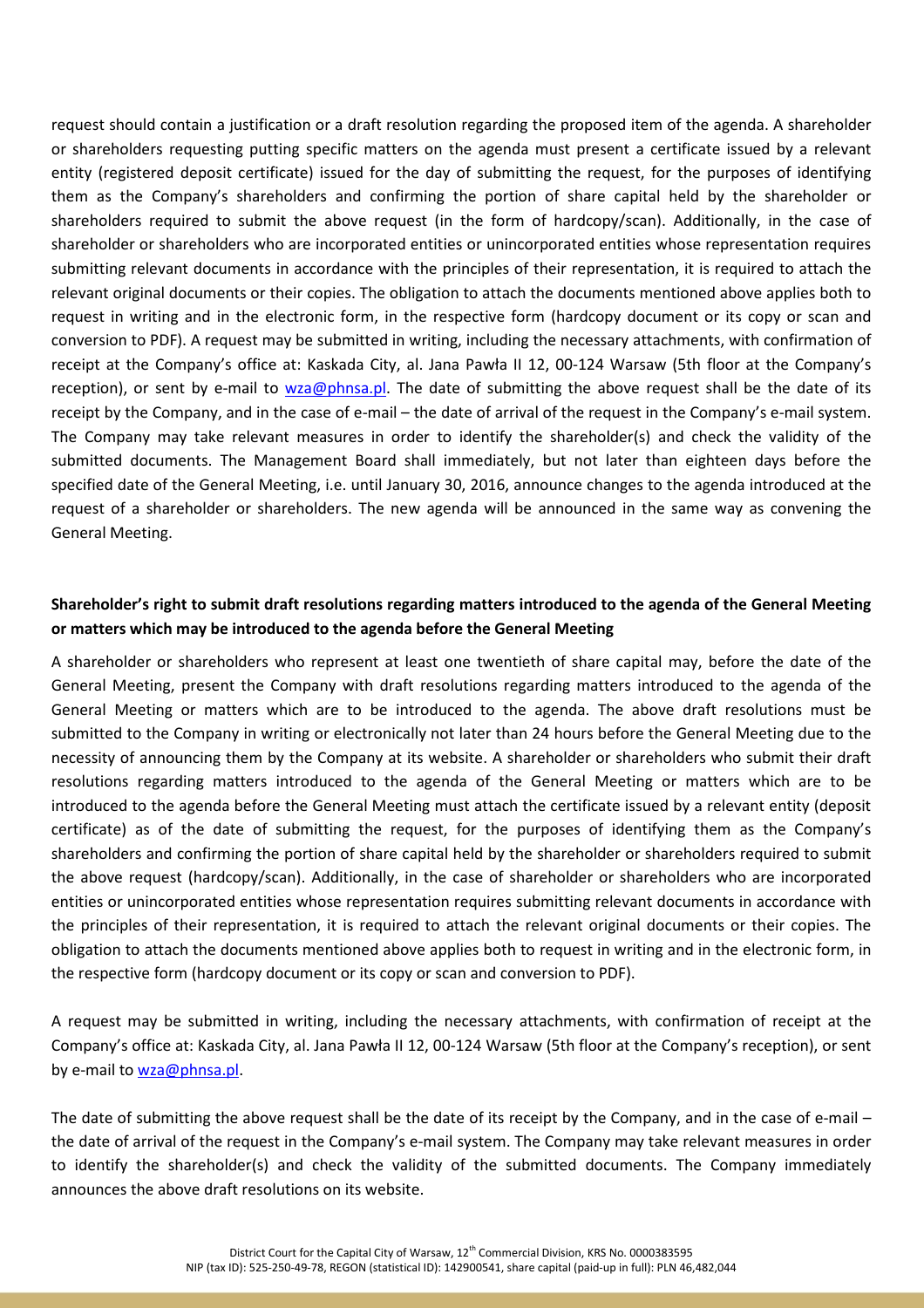request should contain a justification or a draft resolution regarding the proposed item of the agenda. A shareholder or shareholders requesting putting specific matters on the agenda must present a certificate issued by a relevant entity (registered deposit certificate) issued for the day of submitting the request, for the purposes of identifying them as the Company's shareholders and confirming the portion of share capital held by the shareholder or shareholders required to submit the above request (in the form of hardcopy/scan). Additionally, in the case of shareholder or shareholders who are incorporated entities or unincorporated entities whose representation requires submitting relevant documents in accordance with the principles of their representation, it is required to attach the relevant original documents or their copies. The obligation to attach the documents mentioned above applies both to request in writing and in the electronic form, in the respective form (hardcopy document or its copy or scan and conversion to PDF). A request may be submitted in writing, including the necessary attachments, with confirmation of receipt at the Company's office at: Kaskada City, al. Jana Pawła II 12, 00-124 Warsaw (5th floor at the Company's reception), or sent by e-mail to wza@phnsa.pl. The date of submitting the above request shall be the date of its receipt by the Company, and in the case of e-mail – the date of arrival of the request in the Company's e-mail system. The Company may take relevant measures in order to identify the shareholder(s) and check the validity of the submitted documents. The Management Board shall immediately, but not later than eighteen days before the specified date of the General Meeting, i.e. until January 30, 2016, announce changes to the agenda introduced at the request of a shareholder or shareholders. The new agenda will be announced in the same way as convening the General Meeting.

**Shareholder's right to submit draft resolutions regarding matters introduced to the agenda of the General Meeting or matters which may be introduced to the agenda before the General Meeting**

A shareholder or shareholders who represent at least one twentieth of share capital may, before the date of the General Meeting, present the Company with draft resolutions regarding matters introduced to the agenda of the General Meeting or matters which are to be introduced to the agenda. The above draft resolutions must be submitted to the Company in writing or electronically not later than 24 hours before the General Meeting due to the necessity of announcing them by the Company at its website. A shareholder or shareholders who submit their draft resolutions regarding matters introduced to the agenda of the General Meeting or matters which are to be introduced to the agenda before the General Meeting must attach the certificate issued by a relevant entity (deposit certificate) as of the date of submitting the request, for the purposes of identifying them as the Company's shareholders and confirming the portion of share capital held by the shareholder or shareholders required to submit the above request (hardcopy/scan). Additionally, in the case of shareholder or shareholders who are incorporated entities or unincorporated entities whose representation requires submitting relevant documents in accordance with the principles of their representation, it is required to attach the relevant original documents or their copies. The obligation to attach the documents mentioned above applies both to request in writing and in the electronic form, in the respective form (hardcopy document or its copy or scan and conversion to PDF).

A request may be submitted in writing, including the necessary attachments, with confirmation of receipt at the Company's office at: Kaskada City, al. Jana Pawła II 12, 00-124 Warsaw (5th floor at the Company's reception), or sent by e-mail to wza@phnsa.pl.

The date of submitting the above request shall be the date of its receipt by the Company, and in the case of e-mail – the date of arrival of the request in the Company's e-mail system. The Company may take relevant measures in order to identify the shareholder(s) and check the validity of the submitted documents. The Company immediately announces the above draft resolutions on its website.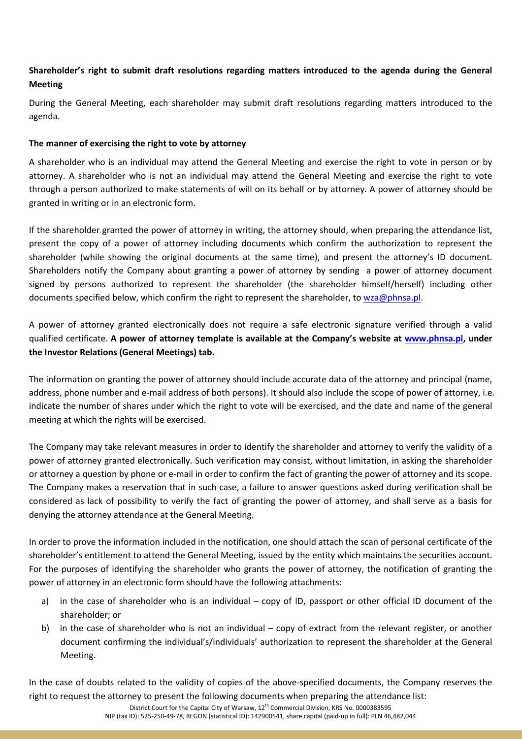**Shareholder's right to submit draft resolutions regarding matters introduced to the agenda during the General Meeting**

During the General Meeting, each shareholder may submit draft resolutions regarding matters introduced to the agenda.

**The manner of exercising the right to vote by attorney**

A shareholder who is an individual may attend the General Meeting and exercise the right to vote in person or by attorney. A shareholder who is not an individual may attend the General Meeting and exercise the right to vote through a person authorized to make statements of will on its behalf or by attorney. A power of attorney should be granted in writing or in an electronic form.

If the shareholder granted the power of attorney in writing, the attorney should, when preparing the attendance list, present the copy of a power of attorney including documents which confirm the authorization to represent the shareholder (while showing the original documents at the same time), and present the attorney's ID document. Shareholders notify the Company about granting a power of attorney by sending a power of attorney document signed by persons authorized to represent the shareholder (the shareholder himself/herself) including other documents specified below, which confirm the right to represent the shareholder, to wza@phnsa.pl.

A power of attorney granted electronically does not require a safe electronic signature verified through a valid qualified certificate. **A power of attorney template is available at the Company's website at www.phnsa.pl, under the Investor Relations (General Meetings) tab.**

The information on granting the power of attorney should include accurate data of the attorney and principal (name, address, phone number and e-mail address of both persons). It should also include the scope of power of attorney, i.e. indicate the number of shares under which the right to vote will be exercised, and the date and name of the general meeting at which the rights will be exercised.

The Company may take relevant measures in order to identify the shareholder and attorney to verify the validity of a power of attorney granted electronically. Such verification may consist, without limitation, in asking the shareholder or attorney a question by phone or e-mail in order to confirm the fact of granting the power of attorney and its scope. The Company makes a reservation that in such case, a failure to answer questions asked during verification shall be considered as lack of possibility to verify the fact of granting the power of attorney, and shall serve as a basis for denying the attorney attendance at the General Meeting.

In order to prove the information included in the notification, one should attach the scan of personal certificate of the shareholder's entitlement to attend the General Meeting, issued by the entity which maintains the securities account. For the purposes of identifying the shareholder who grants the power of attorney, the notification of granting the power of attorney in an electronic form should have the following attachments:

a) in the case of shareholder who is an individual – copy of ID, passport or other official ID document of the shareholder; or
b) in the case of shareholder who is not an individual – copy of extract from the relevant register, or another document confirming the individual's/individuals' authorization to represent the shareholder at the General Meeting.

In the case of doubts related to the validity of copies of the above-specified documents, the Company reserves the right to request the attorney to present the following documents when preparing the attendance list: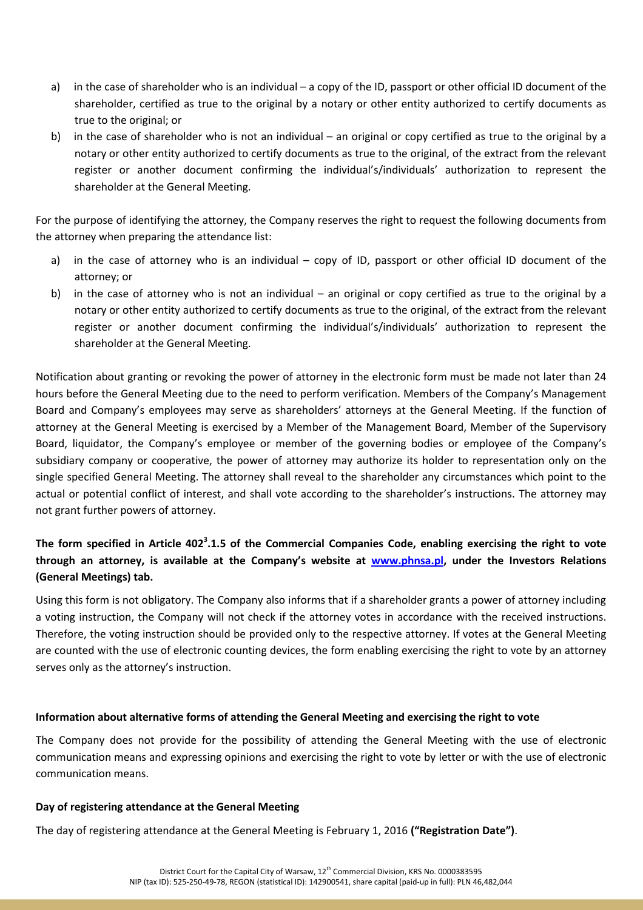a) in the case of shareholder who is an individual – a copy of the ID, passport or other official ID document of the shareholder, certified as true to the original by a notary or other entity authorized to certify documents as true to the original; or
b) in the case of shareholder who is not an individual – an original or copy certified as true to the original by a notary or other entity authorized to certify documents as true to the original, of the extract from the relevant register or another document confirming the individual's/individuals' authorization to represent the shareholder at the General Meeting.

For the purpose of identifying the attorney, the Company reserves the right to request the following documents from the attorney when preparing the attendance list:

a) in the case of attorney who is an individual – copy of ID, passport or other official ID document of the attorney; or
b) in the case of attorney who is not an individual – an original or copy certified as true to the original by a notary or other entity authorized to certify documents as true to the original, of the extract from the relevant register or another document confirming the individual's/individuals' authorization to represent the shareholder at the General Meeting.

Notification about granting or revoking the power of attorney in the electronic form must be made not later than 24 hours before the General Meeting due to the need to perform verification. Members of the Company's Management Board and Company's employees may serve as shareholders' attorneys at the General Meeting. If the function of attorney at the General Meeting is exercised by a Member of the Management Board, Member of the Supervisory Board, liquidator, the Company's employee or member of the governing bodies or employee of the Company's subsidiary company or cooperative, the power of attorney may authorize its holder to representation only on the single specified General Meeting. The attorney shall reveal to the shareholder any circumstances which point to the actual or potential conflict of interest, and shall vote according to the shareholder's instructions. The attorney may not grant further powers of attorney.

**The form specified in Article 402$^{3}$.1.5 of the Commercial Companies Code, enabling exercising the right to vote through an attorney, is available at the Company's website at www.phnsa.pl, under the Investors Relations (General Meetings) tab.**

Using this form is not obligatory. The Company also informs that if a shareholder grants a power of attorney including a voting instruction, the Company will not check if the attorney votes in accordance with the received instructions. Therefore, the voting instruction should be provided only to the respective attorney. If votes at the General Meeting are counted with the use of electronic counting devices, the form enabling exercising the right to vote by an attorney serves only as the attorney's instruction.

**Information about alternative forms of attending the General Meeting and exercising the right to vote**

The Company does not provide for the possibility of attending the General Meeting with the use of electronic communication means and expressing opinions and exercising the right to vote by letter or with the use of electronic communication means.

**Day of registering attendance at the General Meeting**

The day of registering attendance at the General Meeting is February 1, 2016 **("Registration Date")**.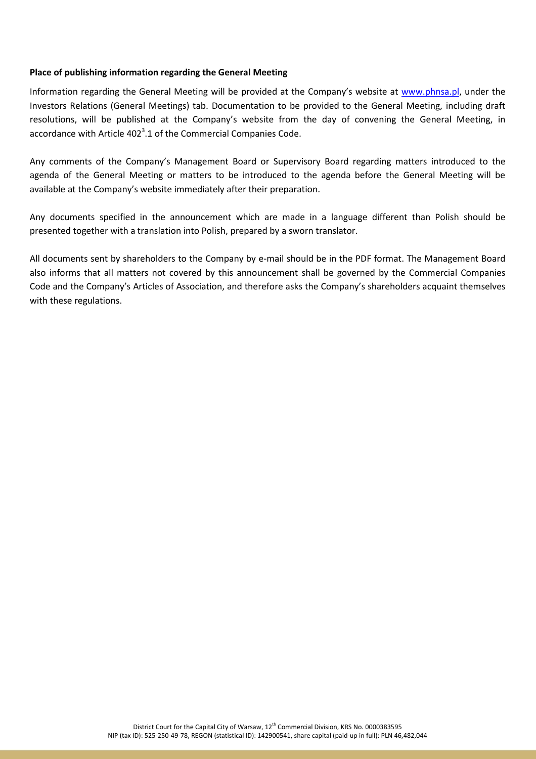**Place of publishing information regarding the General Meeting**

Information regarding the General Meeting will be provided at the Company's website at www.phnsa.pl, under the Investors Relations (General Meetings) tab. Documentation to be provided to the General Meeting, including draft resolutions, will be published at the Company's website from the day of convening the General Meeting, in accordance with Article $402^3$.1 of the Commercial Companies Code.

Any comments of the Company's Management Board or Supervisory Board regarding matters introduced to the agenda of the General Meeting or matters to be introduced to the agenda before the General Meeting will be available at the Company's website immediately after their preparation.

Any documents specified in the announcement which are made in a language different than Polish should be presented together with a translation into Polish, prepared by a sworn translator.

All documents sent by shareholders to the Company by e-mail should be in the PDF format. The Management Board also informs that all matters not covered by this announcement shall be governed by the Commercial Companies Code and the Company's Articles of Association, and therefore asks the Company's shareholders acquaint themselves with these regulations.